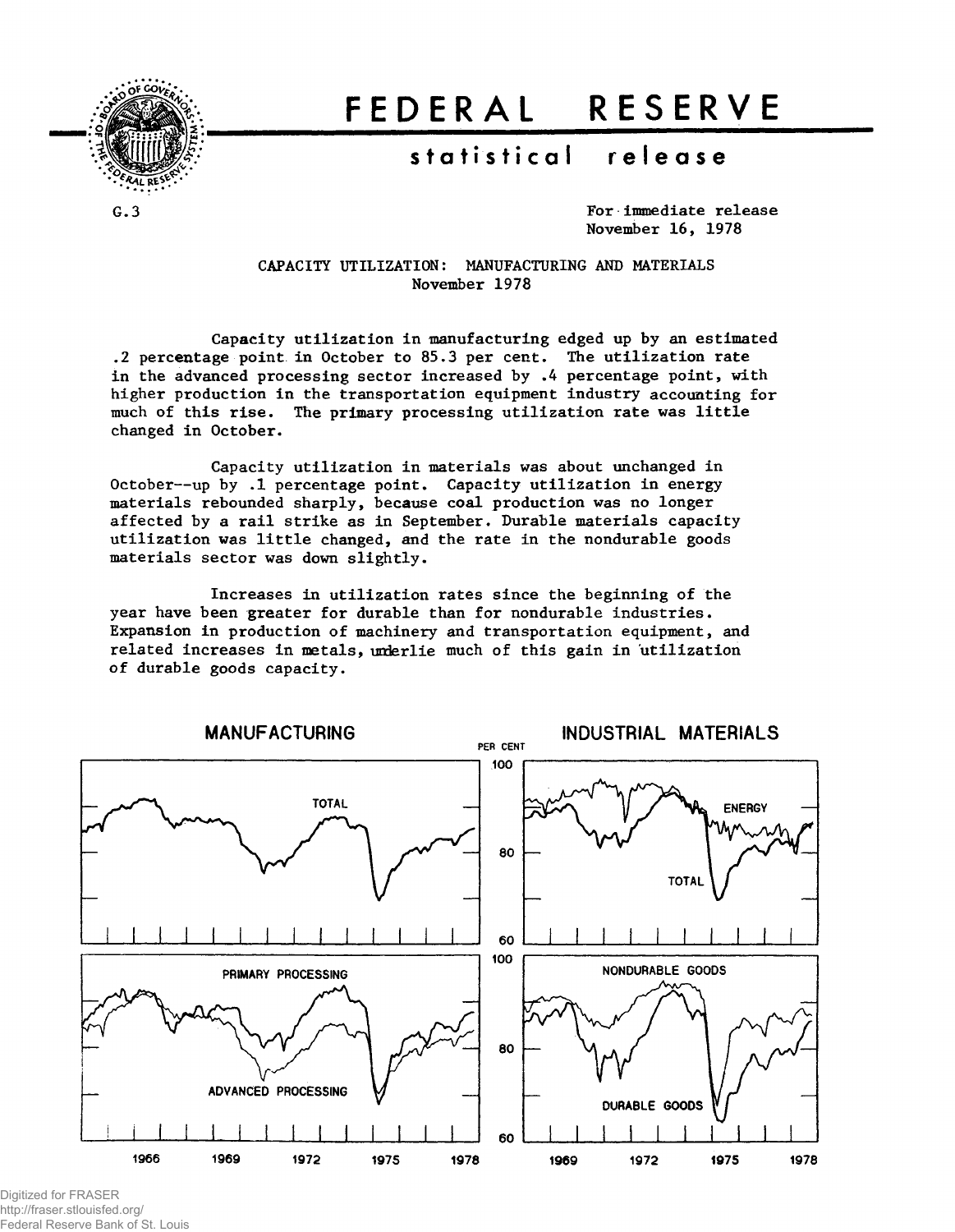# FEDERAL RESERVE

## statistical release

G.3

For immediate release
November 16, 1978

### CAPACITY UTILIZATION: MANUFACTURING AND MATERIALS
November 1978

Capacity utilization in manufacturing edged up by an estimated .2 percentage point in October to 85.3 per cent. The utilization rate in the advanced processing sector increased by .4 percentage point, with higher production in the transportation equipment industry accounting for much of this rise. The primary processing utilization rate was little changed in October.

Capacity utilization in materials was about unchanged in October--up by .1 percentage point. Capacity utilization in energy materials rebounded sharply, because coal production was no longer affected by a rail strike as in September. Durable materials capacity utilization was little changed, and the rate in the nondurable goods materials sector was down slightly.

Increases in utilization rates since the beginning of the year have been greater for durable than for nondurable industries. Expansion in production of machinery and transportation equipment, and related increases in metals, underlie much of this gain in utilization of durable goods capacity.

MANUFACTURING

INDUSTRIAL MATERIALS

PER CENT

TOTAL

ENERGY

TOTAL

PRIMARY PROCESSING

ADVANCED PROCESSING

NONDURABLE GOODS

DURABLE GOODS

1966 1969 1972 1975 1978

1969 1972 1975 1978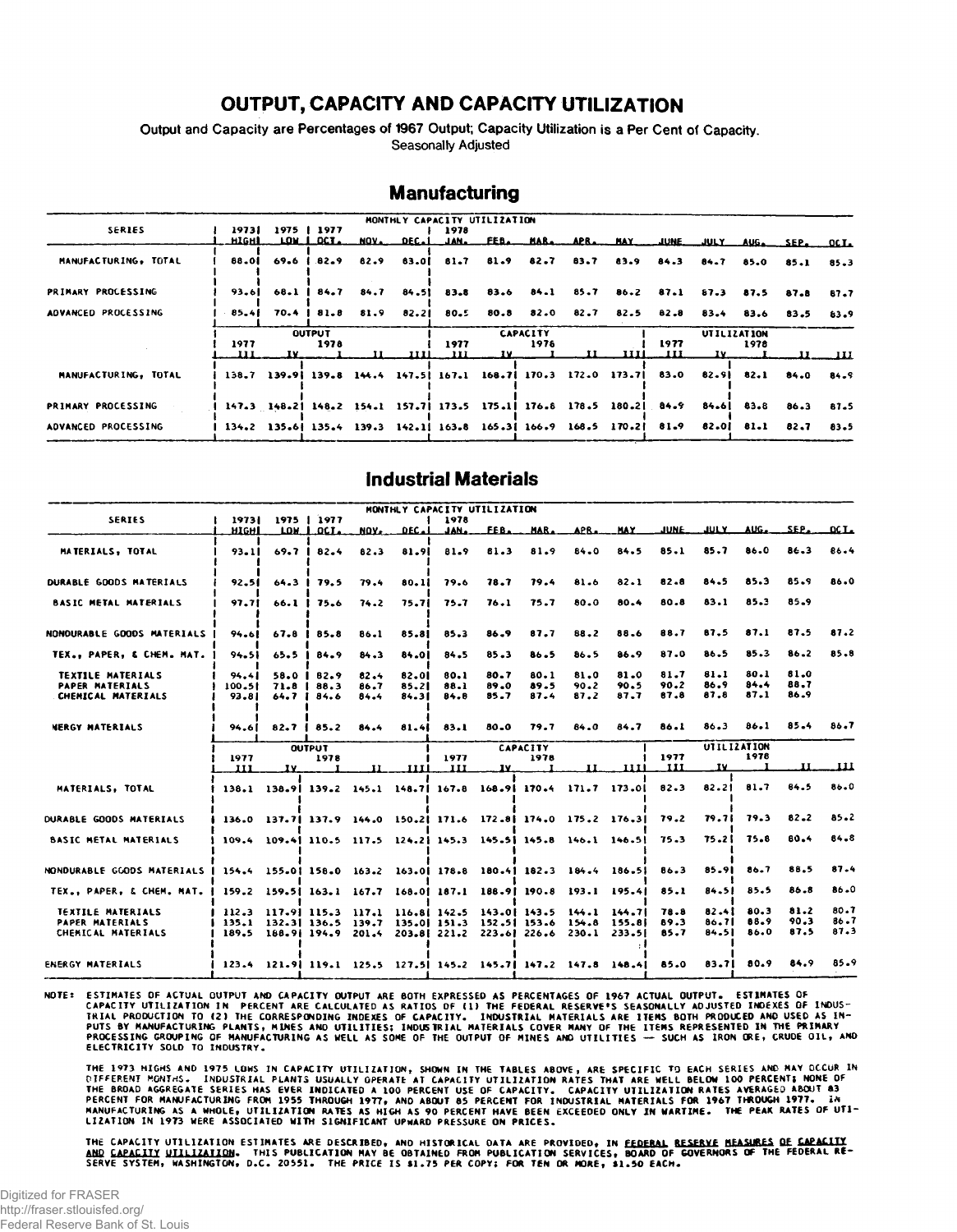# OUTPUT, CAPACITY AND CAPACITY UTILIZATION

Output and Capacity are Percentages of 1967 Output; Capacity Utilization is a Per Cent of Capacity.
Seasonally Adjusted

## Manufacturing

| SERIES | 1973 HIGH | 1975 LOW | 1977 OCT. | NOV. | DEC. | 1978 JAN. | FEB. | MAR. | APR. | MAY | JUNE | JULY | AUG. | SEP. | OCT. |
|---|---|---|---|---|---|---|---|---|---|---|---|---|---|---|---|
| | MONTHLY CAPACITY UTILIZATION | | | | | | | | | | | | | | |
| MANUFACTURING, TOTAL | 88.0 | 69.6 | 82.9 | 82.9 | 83.0 | 81.7 | 81.9 | 82.7 | 83.7 | 83.9 | 84.3 | 84.7 | 85.0 | 85.1 | 85.3 |
| PRIMARY PROCESSING | 93.6 | 68.1 | 84.7 | 84.7 | 84.5 | 83.8 | 83.6 | 84.1 | 85.7 | 86.2 | 87.1 | 87.3 | 87.5 | 87.8 | 87.7 |
| ADVANCED PROCESSING | 85.4 | 70.4 | 81.8 | 81.9 | 82.2 | 80.5 | 80.8 | 82.0 | 82.7 | 82.5 | 82.8 | 83.4 | 83.6 | 83.5 | 83.9 |

| SERIES | OUTPUT 1977 III | IV | 1978 I | II | III | CAPACITY 1977 III | IV | 1978 I | II | III | UTILIZATION 1977 III | IV | 1978 I | II | III |
|---|---|---|---|---|---|---|---|---|---|---|---|---|---|---|---|
| MANUFACTURING, TOTAL | 138.7 | 139.9 | 139.8 | 144.4 | 147.5 | 167.1 | 168.7 | 170.3 | 172.0 | 173.7 | 83.0 | 82.9 | 82.1 | 84.0 | 84.9 |
| PRIMARY PROCESSING | 147.3 | 148.2 | 148.2 | 154.1 | 157.7 | 173.5 | 175.1 | 176.8 | 178.5 | 180.2 | 84.9 | 84.6 | 83.8 | 86.3 | 87.5 |
| ADVANCED PROCESSING | 134.2 | 135.6 | 135.4 | 139.3 | 142.1 | 163.8 | 165.3 | 166.9 | 168.5 | 170.2 | 81.9 | 82.0 | 81.1 | 82.7 | 83.5 |

## Industrial Materials

| SERIES | 1973 HIGH | 1975 LOW | 1977 OCT. | NOV. | DEC. | 1978 JAN. | FEB. | MAR. | APR. | MAY | JUNE | JULY | AUG. | SEP. | OCT. |
|---|---|---|---|---|---|---|---|---|---|---|---|---|---|---|---|
| | MONTHLY CAPACITY UTILIZATION | | | | | | | | | | | | | | |
| MATERIALS, TOTAL | 93.1 | 69.7 | 82.4 | 82.3 | 81.9 | 81.9 | 81.3 | 81.9 | 84.0 | 84.5 | 85.1 | 85.7 | 86.0 | 86.3 | 86.4 |
| DURABLE GOODS MATERIALS | 92.5 | 64.3 | 79.5 | 79.4 | 80.1 | 79.6 | 78.7 | 79.4 | 81.6 | 82.1 | 82.8 | 84.5 | 85.3 | 85.9 | 86.0 |
| BASIC METAL MATERIALS | 97.7 | 66.1 | 75.6 | 74.2 | 75.7 | 75.7 | 76.1 | 75.7 | 80.0 | 80.4 | 80.8 | 83.1 | 85.3 | 85.9 | |
| NONDURABLE GOODS MATERIALS | 94.6 | 67.8 | 85.8 | 86.1 | 85.8 | 85.3 | 86.9 | 87.7 | 88.2 | 88.6 | 88.7 | 87.5 | 87.1 | 87.5 | 87.2 |
| TEX., PAPER, & CHEM. MAT. | 94.5 | 65.5 | 84.9 | 84.3 | 84.0 | 84.5 | 85.3 | 86.5 | 86.5 | 86.9 | 87.0 | 86.5 | 85.3 | 86.2 | 85.8 |
| TEXTILE MATERIALS | 94.4 | 58.0 | 82.9 | 82.4 | 82.0 | 80.1 | 80.7 | 80.1 | 81.0 | 81.0 | 81.7 | 81.1 | 80.1 | 81.0 | |
| PAPER MATERIALS | 100.5 | 71.8 | 88.3 | 86.7 | 85.2 | 88.1 | 89.0 | 89.5 | 90.2 | 90.5 | 90.2 | 86.9 | 84.4 | 88.7 | |
| CHEMICAL MATERIALS | 93.8 | 64.7 | 84.6 | 84.4 | 84.3 | 84.8 | 85.7 | 87.4 | 87.2 | 87.7 | 87.8 | 87.8 | 87.1 | 86.9 | |
| ENERGY MATERIALS | 94.6 | 82.7 | 85.2 | 84.4 | 81.4 | 83.1 | 80.0 | 79.7 | 84.0 | 84.7 | 86.1 | 86.3 | 86.1 | 85.4 | 86.7 |

| SERIES | OUTPUT 1977 III | IV | 1978 I | II | III | CAPACITY 1977 III | IV | 1978 I | II | III | UTILIZATION 1977 III | IV | 1978 I | II | III |
|---|---|---|---|---|---|---|---|---|---|---|---|---|---|---|---|
| MATERIALS, TOTAL | 138.1 | 138.9 | 139.2 | 145.1 | 148.7 | 167.8 | 168.9 | 170.4 | 171.7 | 173.0 | 82.3 | 82.2 | 81.7 | 84.5 | 86.0 |
| DURABLE GOODS MATERIALS | 136.0 | 137.7 | 137.9 | 144.0 | 150.2 | 171.6 | 172.8 | 174.0 | 175.2 | 176.3 | 79.2 | 79.7 | 79.3 | 82.2 | 85.2 |
| BASIC METAL MATERIALS | 109.4 | 109.4 | 110.5 | 117.5 | 124.2 | 145.3 | 145.5 | 145.8 | 146.1 | 146.5 | 75.3 | 75.2 | 75.8 | 80.4 | 84.8 |
| NONDURABLE GOODS MATERIALS | 154.4 | 155.0 | 158.0 | 163.2 | 163.0 | 178.8 | 180.4 | 182.3 | 184.4 | 186.5 | 86.3 | 85.9 | 86.7 | 88.5 | 87.4 |
| TEX., PAPER, & CHEM. MAT. | 159.2 | 159.5 | 163.1 | 167.7 | 168.0 | 187.1 | 188.9 | 190.8 | 193.1 | 195.4 | 85.1 | 84.5 | 85.5 | 86.8 | 86.0 |
| TEXTILE MATERIALS | 112.3 | 117.9 | 115.3 | 117.1 | 116.8 | 142.5 | 143.0 | 143.5 | 144.1 | 144.7 | 78.8 | 82.4 | 80.3 | 81.2 | 80.7 |
| PAPER MATERIALS | 135.1 | 132.3 | 136.5 | 139.7 | 135.0 | 151.3 | 152.5 | 153.6 | 154.8 | 155.8 | 89.3 | 86.7 | 88.9 | 90.3 | 86.7 |
| CHEMICAL MATERIALS | 189.5 | 188.9 | 194.9 | 201.4 | 203.8 | 221.2 | 223.6 | 226.6 | 230.1 | 233.5 | 85.7 | 84.5 | 86.0 | 87.5 | 87.3 |
| ENERGY MATERIALS | 123.4 | 121.9 | 119.1 | 125.5 | 127.5 | 145.2 | 145.7 | 147.2 | 147.8 | 148.4 | 85.0 | 83.7 | 80.9 | 84.9 | 85.9 |

NOTE: ESTIMATES OF ACTUAL OUTPUT AND CAPACITY OUTPUT ARE BOTH EXPRESSED AS PERCENTAGES OF 1967 ACTUAL OUTPUT. ESTIMATES OF CAPACITY UTILIZATION IN PERCENT ARE CALCULATED AS RATIOS OF (1) THE FEDERAL RESERVE'S SEASONALLY ADJUSTED INDEXES OF INDUSTRIAL PRODUCTION TO (2) THE CORRESPONDING INDEXES OF CAPACITY. INDUSTRIAL MATERIALS ARE ITEMS BOTH PRODUCED AND USED AS INPUTS BY MANUFACTURING PLANTS, MINES AND UTILITIES; INDUSTRIAL MATERIALS COVER MANY OF THE ITEMS REPRESENTED IN THE PRIMARY PROCESSING GROUPING OF MANUFACTURING AS WELL AS SOME OF THE OUTPUT OF MINES AND UTILITIES — SUCH AS IRON ORE, CRUDE OIL, AND ELECTRICITY SOLD TO INDUSTRY.

THE 1973 HIGHS AND 1975 LOWS IN CAPACITY UTILIZATION, SHOWN IN THE TABLES ABOVE, ARE SPECIFIC TO EACH SERIES AND MAY OCCUR IN DIFFERENT MONTHS. INDUSTRIAL PLANTS USUALLY OPERATE AT CAPACITY UTILIZATION RATES THAT ARE WELL BELOW 100 PERCENT; NONE OF THE BROAD AGGREGATE SERIES HAS EVER INDICATED A 100 PERCENT USE OF CAPACITY. CAPACITY UTILIZATION RATES AVERAGED ABOUT 83 PERCENT FOR MANUFACTURING FROM 1955 THROUGH 1977, AND ABOUT 85 PERCENT FOR INDUSTRIAL MATERIALS FOR 1967 THROUGH 1977. IN MANUFACTURING AS A WHOLE, UTILIZATION RATES AS HIGH AS 90 PERCENT HAVE BEEN EXCEEDED ONLY IN WARTIME. THE PEAK RATES OF UTILIZATION IN 1973 WERE ASSOCIATED WITH SIGNIFICANT UPWARD PRESSURE ON PRICES.

THE CAPACITY UTILIZATION ESTIMATES ARE DESCRIBED, AND HISTORICAL DATA ARE PROVIDED, IN FEDERAL RESERVE MEASURES OF CAPACITY AND CAPACITY UTILIZATION. THIS PUBLICATION MAY BE OBTAINED FROM PUBLICATION SERVICES, BOARD OF GOVERNORS OF THE FEDERAL RESERVE SYSTEM, WASHINGTON, D.C. 20551. THE PRICE IS $1.75 PER COPY; FOR TEN OR MORE, $1.50 EACH.